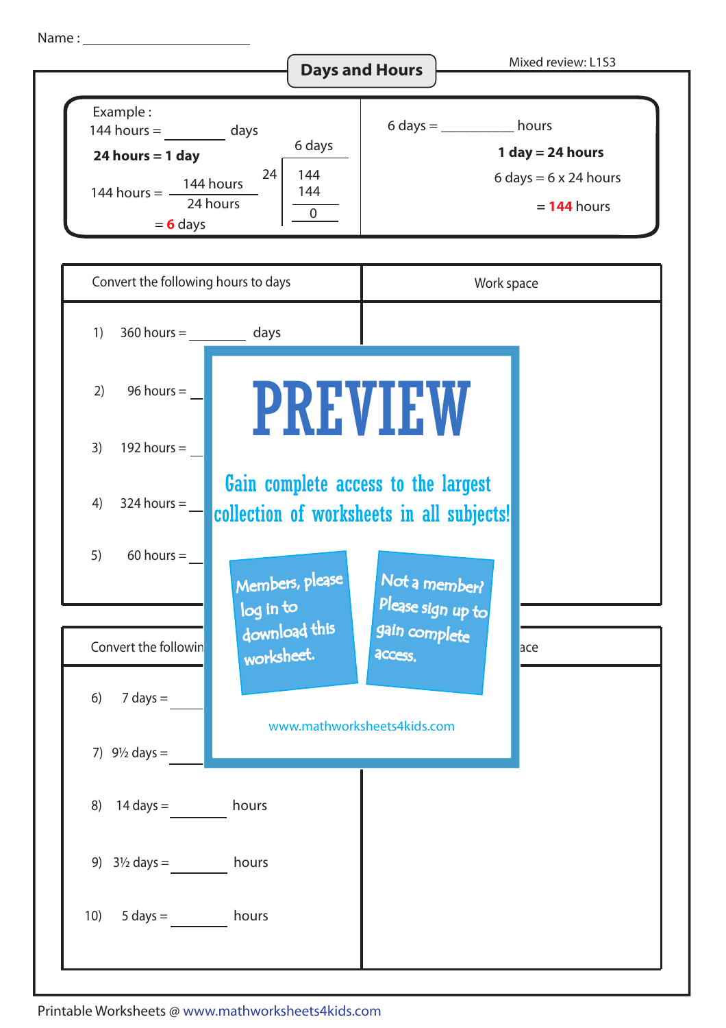Name : ______________________

# Days and Hours

Mixed review: L1S3

**Example :**

144 hours = ________ days

**24 hours = 1 day**

144 hours = $\frac{144 \text{ hours}}{24 \text{ hours}}$

= **6** days

```
      6 days
   ________
24 | 144
     144
     ___
       0
```

6 days = __________ hours

**1 day = 24 hours**

6 days = 6 x 24 hours

= **144** hours

| Convert the following hours to days | Work space |
|---|---|
| 1) 360 hours = ________ days | |
| 2) 96 hours = | |
| 3) 192 hours = | |
| 4) 324 hours = | |
| 5) 60 hours = | |

**PREVIEW**

Gain complete access to the largest collection of worksheets in all subjects!

Members, please log in to download this worksheet.

Not a member? Please sign up to gain complete access.

www.mathworksheets4kids.com

| Convert the followin | ace |
|---|---|
| 6) 7 days = | |
| 7) 9½ days = | |
| 8) 14 days = ________ hours | |
| 9) 3½ days = ________ hours | |
| 10) 5 days = ________ hours | |

Printable Worksheets @ www.mathworksheets4kids.com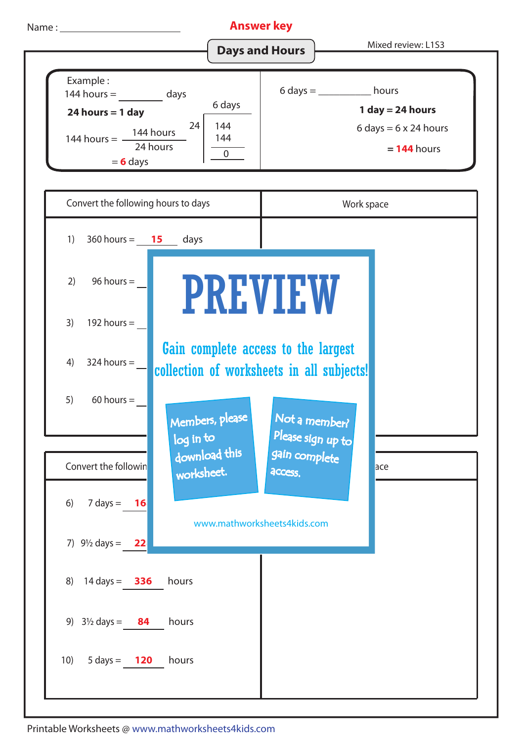Name : ____________________

**Answer key**

# Days and Hours

Mixed review: L1S3

Example :

144 hours = ________ days

**24 hours = 1 day**

$$144 \text{ hours} = \frac{144 \text{ hours}}{24 \text{ hours}}$$

= **6** days

6 days = ________ hours

**1 day = 24 hours**

6 days = 6 x 24 hours

**= 144** hours

| Convert the following hours to days | Work space |
|---|---|
| 1) 360 hours = **15** days | |
| 2) 96 hours = | |
| 3) 192 hours = | |
| 4) 324 hours = | |
| 5) 60 hours = | |

| Convert the followin | ace |
|---|---|
| 6) 7 days = **16** | |
| 7) 9½ days = **22** | |
| 8) 14 days = **336** hours | |
| 9) 3½ days = **84** hours | |
| 10) 5 days = **120** hours | |

PREVIEW

Gain complete access to the largest collection of worksheets in all subjects!

Members, please log in to download this worksheet.

Not a member? Please sign up to gain complete access.

www.mathworksheets4kids.com

Printable Worksheets @ www.mathworksheets4kids.com